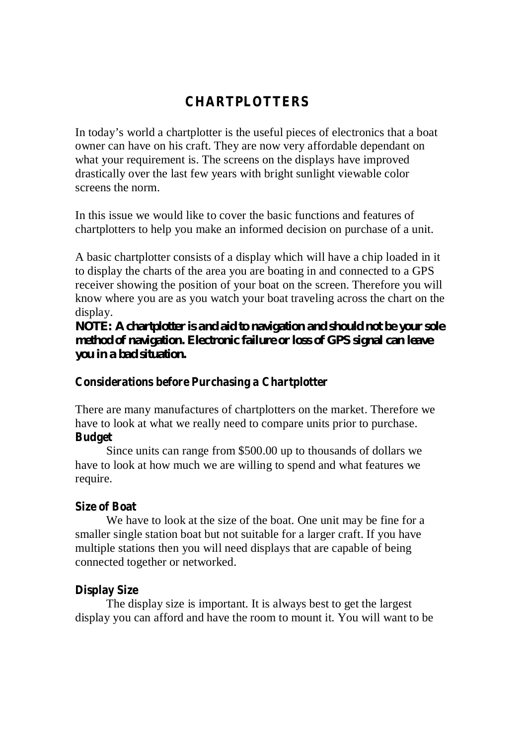# CHARTPLOTTERS

In today's world a chartplotter is the useful pieces of electronics that a boat owner can have on his craft. They are now very affordable dependant on what your requirement is. The screens on the displays have improved drastically over the last few years with bright sunlight viewable color screens the norm.

In this issue we would like to cover the basic functions and features of chartplotters to help you make an informed decision on purchase of a unit.

A basic chartplotter consists of a display which will have a chip loaded in it to display the charts of the area you are boating in and connected to a GPS receiver showing the position of your boat on the screen. Therefore you will know where you are as you watch your boat traveling across the chart on the display.

**NOTE: A chartplotter is and aid to navigation and should not be your sole method of navigation. Electronic failure or loss of GPS signal can leave you in a bad situation.**

### Considerations before Purchasing a Chartplotter

There are many manufactures of chartplotters on the market. Therefore we have to look at what we really need to compare units prior to purchase.

**Budget**

Since units can range from $500.00 up to thousands of dollars we have to look at how much we are willing to spend and what features we require.

**Size of Boat**

We have to look at the size of the boat. One unit may be fine for a smaller single station boat but not suitable for a larger craft. If you have multiple stations then you will need displays that are capable of being connected together or networked.

**Display Size**

The display size is important. It is always best to get the largest display you can afford and have the room to mount it. You will want to be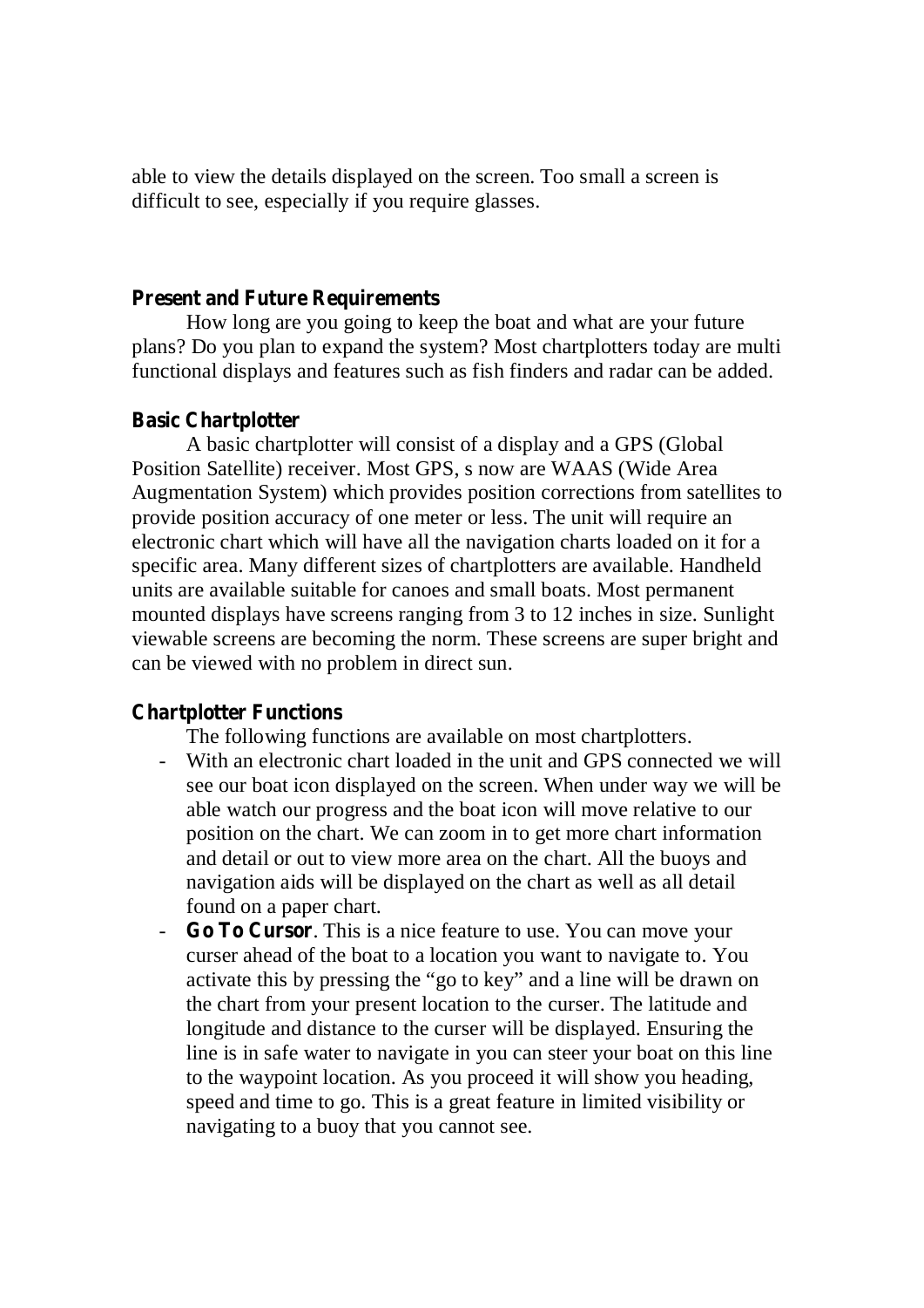able to view the details displayed on the screen. Too small a screen is difficult to see, especially if you require glasses.

**Present and Future Requirements**

How long are you going to keep the boat and what are your future plans? Do you plan to expand the system? Most chartplotters today are multi functional displays and features such as fish finders and radar can be added.

**Basic Chartplotter**

A basic chartplotter will consist of a display and a GPS (Global Position Satellite) receiver. Most GPS, s now are WAAS (Wide Area Augmentation System) which provides position corrections from satellites to provide position accuracy of one meter or less. The unit will require an electronic chart which will have all the navigation charts loaded on it for a specific area. Many different sizes of chartplotters are available. Handheld units are available suitable for canoes and small boats. Most permanent mounted displays have screens ranging from 3 to 12 inches in size. Sunlight viewable screens are becoming the norm. These screens are super bright and can be viewed with no problem in direct sun.

**Chartplotter Functions**

The following functions are available on most chartplotters.

- With an electronic chart loaded in the unit and GPS connected we will see our boat icon displayed on the screen. When under way we will be able watch our progress and the boat icon will move relative to our position on the chart. We can zoom in to get more chart information and detail or out to view more area on the chart. All the buoys and navigation aids will be displayed on the chart as well as all detail found on a paper chart.
- **Go To Cursor**. This is a nice feature to use. You can move your curser ahead of the boat to a location you want to navigate to. You activate this by pressing the "go to key" and a line will be drawn on the chart from your present location to the curser. The latitude and longitude and distance to the curser will be displayed. Ensuring the line is in safe water to navigate in you can steer your boat on this line to the waypoint location. As you proceed it will show you heading, speed and time to go. This is a great feature in limited visibility or navigating to a buoy that you cannot see.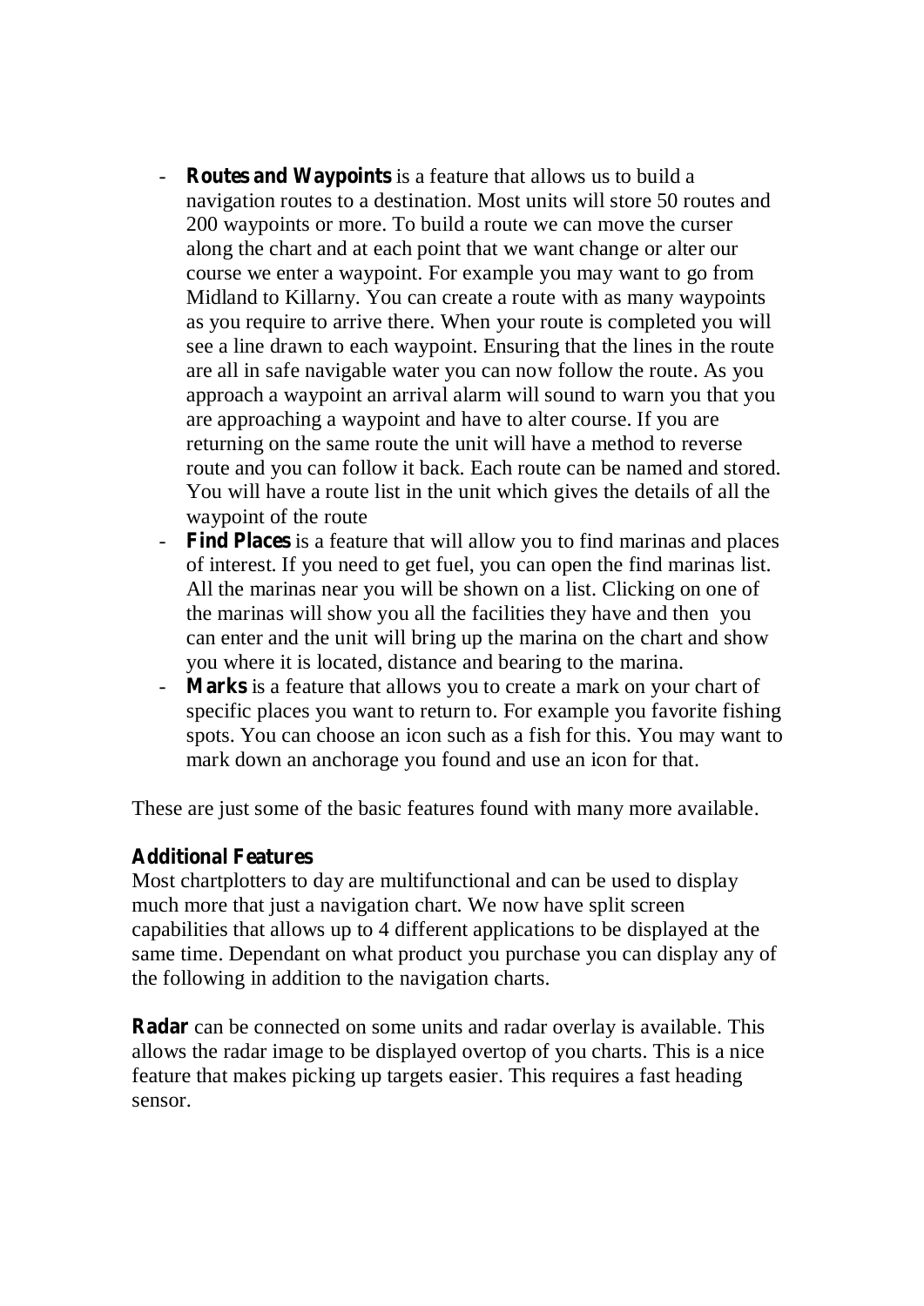- **Routes and Waypoints** is a feature that allows us to build a navigation routes to a destination. Most units will store 50 routes and 200 waypoints or more. To build a route we can move the curser along the chart and at each point that we want change or alter our course we enter a waypoint. For example you may want to go from Midland to Killarny. You can create a route with as many waypoints as you require to arrive there. When your route is completed you will see a line drawn to each waypoint. Ensuring that the lines in the route are all in safe navigable water you can now follow the route. As you approach a waypoint an arrival alarm will sound to warn you that you are approaching a waypoint and have to alter course. If you are returning on the same route the unit will have a method to reverse route and you can follow it back. Each route can be named and stored. You will have a route list in the unit which gives the details of all the waypoint of the route
- **Find Places** is a feature that will allow you to find marinas and places of interest. If you need to get fuel, you can open the find marinas list. All the marinas near you will be shown on a list. Clicking on one of the marinas will show you all the facilities they have and then you can enter and the unit will bring up the marina on the chart and show you where it is located, distance and bearing to the marina.
- **Marks** is a feature that allows you to create a mark on your chart of specific places you want to return to. For example you favorite fishing spots. You can choose an icon such as a fish for this. You may want to mark down an anchorage you found and use an icon for that.

These are just some of the basic features found with many more available.

**Additional Features**

Most chartplotters to day are multifunctional and can be used to display much more that just a navigation chart. We now have split screen capabilities that allows up to 4 different applications to be displayed at the same time. Dependant on what product you purchase you can display any of the following in addition to the navigation charts.

**Radar** can be connected on some units and radar overlay is available. This allows the radar image to be displayed overtop of you charts. This is a nice feature that makes picking up targets easier. This requires a fast heading sensor.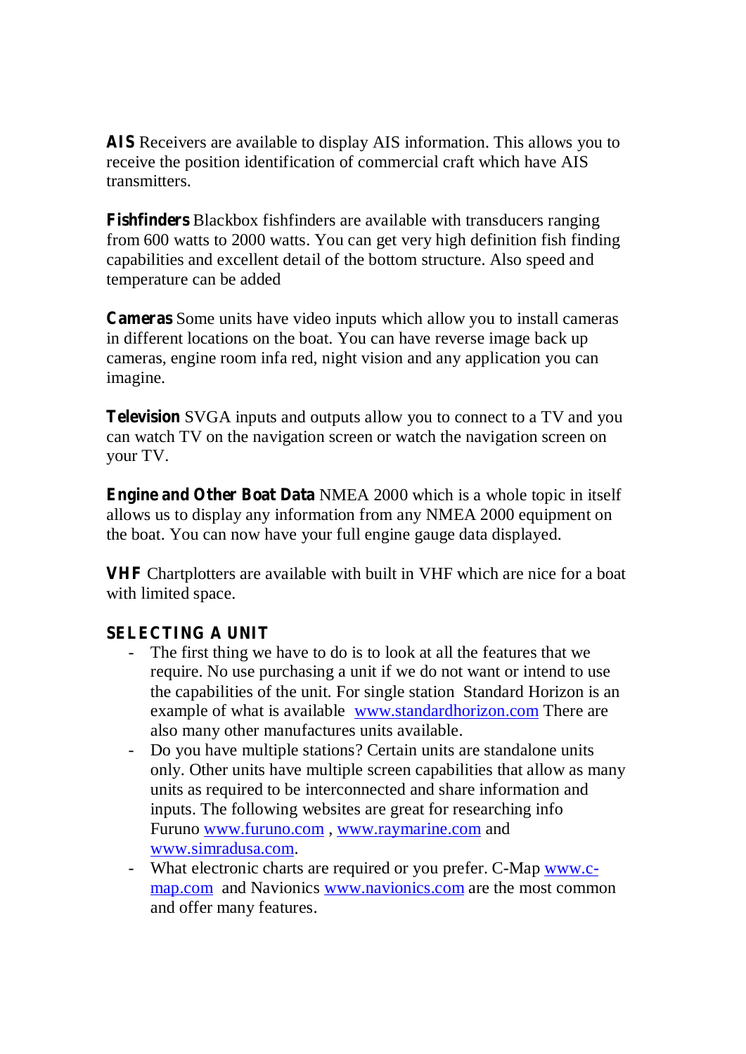**AIS** Receivers are available to display AIS information. This allows you to receive the position identification of commercial craft which have AIS transmitters.

**Fishfinders** Blackbox fishfinders are available with transducers ranging from 600 watts to 2000 watts. You can get very high definition fish finding capabilities and excellent detail of the bottom structure. Also speed and temperature can be added

**Cameras** Some units have video inputs which allow you to install cameras in different locations on the boat. You can have reverse image back up cameras, engine room infa red, night vision and any application you can imagine.

**Television** SVGA inputs and outputs allow you to connect to a TV and you can watch TV on the navigation screen or watch the navigation screen on your TV.

**Engine and Other Boat Data** NMEA 2000 which is a whole topic in itself allows us to display any information from any NMEA 2000 equipment on the boat. You can now have your full engine gauge data displayed.

**VHF** Chartplotters are available with built in VHF which are nice for a boat with limited space.

**SELECTING A UNIT**

- The first thing we have to do is to look at all the features that we require. No use purchasing a unit if we do not want or intend to use the capabilities of the unit. For single station Standard Horizon is an example of what is available www.standardhorizon.com There are also many other manufactures units available.
- Do you have multiple stations? Certain units are standalone units only. Other units have multiple screen capabilities that allow as many units as required to be interconnected and share information and inputs. The following websites are great for researching info Furuno www.furuno.com , www.raymarine.com and www.simradusa.com.
- What electronic charts are required or you prefer. C-Map www.c-map.com and Navionics www.navionics.com are the most common and offer many features.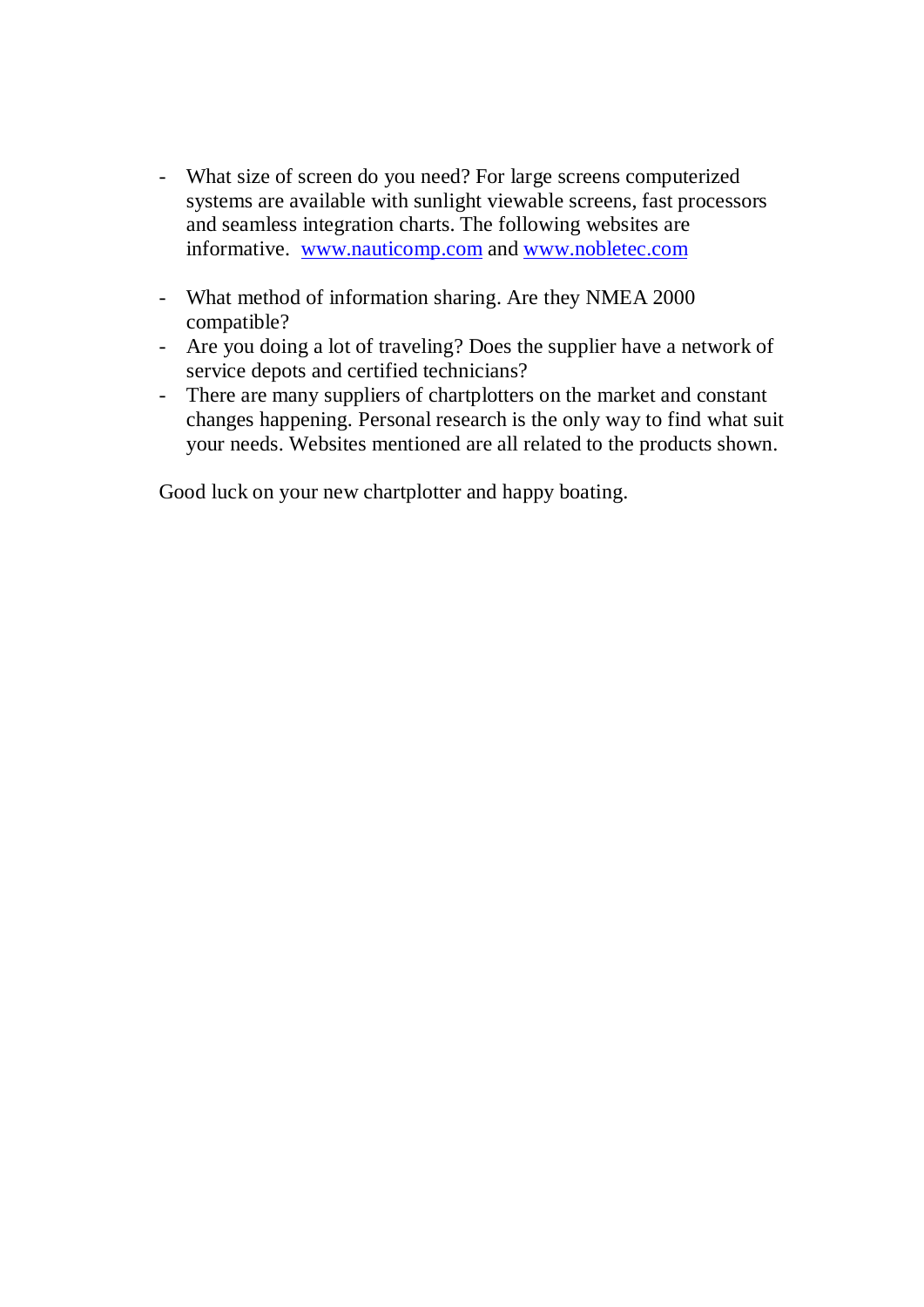- What size of screen do you need? For large screens computerized systems are available with sunlight viewable screens, fast processors and seamless integration charts. The following websites are informative. [www.nauticomp.com](http://www.nauticomp.com) and [www.nobletec.com](http://www.nobletec.com)

- What method of information sharing. Are they NMEA 2000 compatible?
- Are you doing a lot of traveling? Does the supplier have a network of service depots and certified technicians?
- There are many suppliers of chartplotters on the market and constant changes happening. Personal research is the only way to find what suit your needs. Websites mentioned are all related to the products shown.

Good luck on your new chartplotter and happy boating.